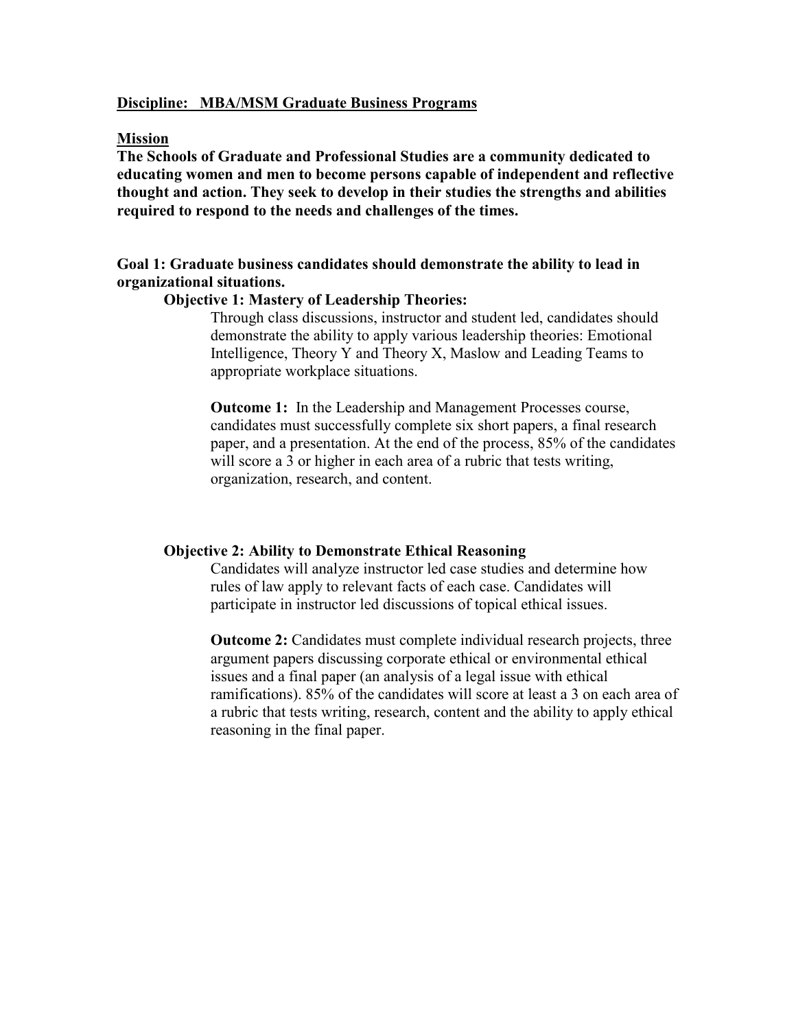**Discipline: MBA/MSM Graduate Business Programs**

**Mission**

**The Schools of Graduate and Professional Studies are a community dedicated to educating women and men to become persons capable of independent and reflective thought and action. They seek to develop in their studies the strengths and abilities required to respond to the needs and challenges of the times.**

**Goal 1: Graduate business candidates should demonstrate the ability to lead in organizational situations.**

**Objective 1: Mastery of Leadership Theories:**

Through class discussions, instructor and student led, candidates should demonstrate the ability to apply various leadership theories: Emotional Intelligence, Theory Y and Theory X, Maslow and Leading Teams to appropriate workplace situations.

**Outcome 1:** In the Leadership and Management Processes course, candidates must successfully complete six short papers, a final research paper, and a presentation. At the end of the process, 85% of the candidates will score a 3 or higher in each area of a rubric that tests writing, organization, research, and content.

**Objective 2: Ability to Demonstrate Ethical Reasoning**

Candidates will analyze instructor led case studies and determine how rules of law apply to relevant facts of each case. Candidates will participate in instructor led discussions of topical ethical issues.

**Outcome 2:** Candidates must complete individual research projects, three argument papers discussing corporate ethical or environmental ethical issues and a final paper (an analysis of a legal issue with ethical ramifications). 85% of the candidates will score at least a 3 on each area of a rubric that tests writing, research, content and the ability to apply ethical reasoning in the final paper.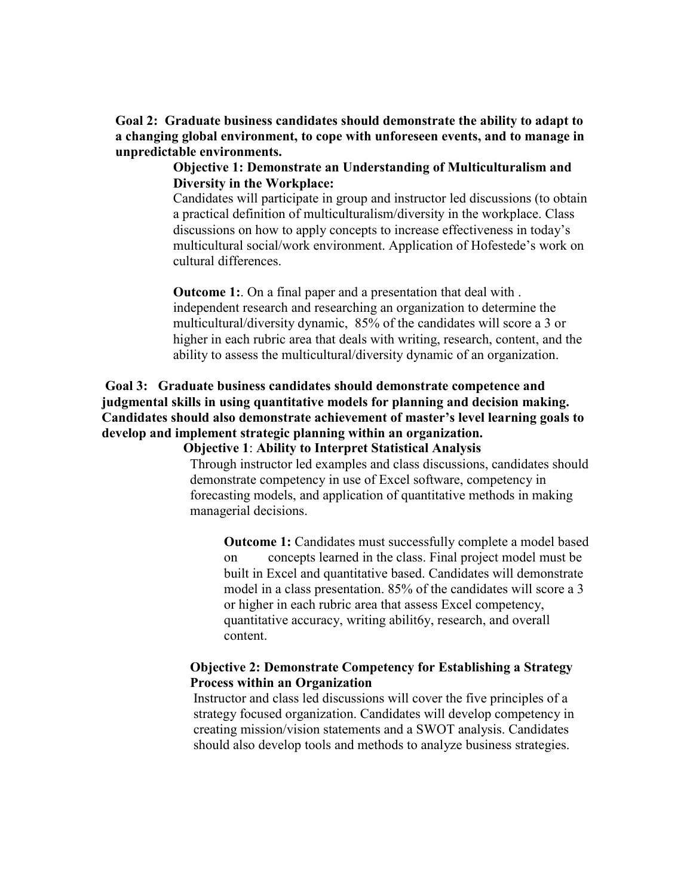**Goal 2: Graduate business candidates should demonstrate the ability to adapt to a changing global environment, to cope with unforeseen events, and to manage in unpredictable environments.**

**Objective 1: Demonstrate an Understanding of Multiculturalism and Diversity in the Workplace:**

Candidates will participate in group and instructor led discussions (to obtain a practical definition of multiculturalism/diversity in the workplace. Class discussions on how to apply concepts to increase effectiveness in today's multicultural social/work environment. Application of Hofestede's work on cultural differences.

**Outcome 1:**. On a final paper and a presentation that deal with . independent research and researching an organization to determine the multicultural/diversity dynamic, 85% of the candidates will score a 3 or higher in each rubric area that deals with writing, research, content, and the ability to assess the multicultural/diversity dynamic of an organization.

**Goal 3: Graduate business candidates should demonstrate competence and judgmental skills in using quantitative models for planning and decision making. Candidates should also demonstrate achievement of master's level learning goals to develop and implement strategic planning within an organization.**

**Objective 1**: **Ability to Interpret Statistical Analysis**

Through instructor led examples and class discussions, candidates should demonstrate competency in use of Excel software, competency in forecasting models, and application of quantitative methods in making managerial decisions.

**Outcome 1:** Candidates must successfully complete a model based on concepts learned in the class. Final project model must be built in Excel and quantitative based. Candidates will demonstrate model in a class presentation. 85% of the candidates will score a 3 or higher in each rubric area that assess Excel competency, quantitative accuracy, writing abilit6y, research, and overall content.

**Objective 2: Demonstrate Competency for Establishing a Strategy Process within an Organization**

Instructor and class led discussions will cover the five principles of a strategy focused organization. Candidates will develop competency in creating mission/vision statements and a SWOT analysis. Candidates should also develop tools and methods to analyze business strategies.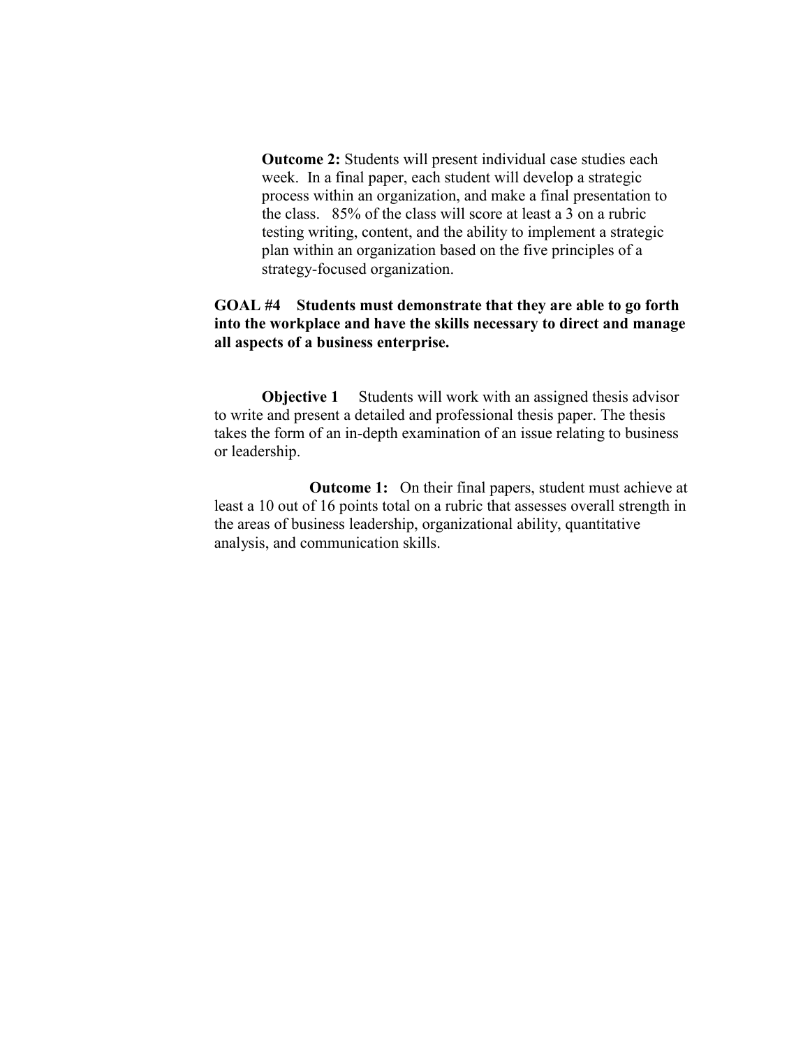**Outcome 2:** Students will present individual case studies each week. In a final paper, each student will develop a strategic process within an organization, and make a final presentation to the class. 85% of the class will score at least a 3 on a rubric testing writing, content, and the ability to implement a strategic plan within an organization based on the five principles of a strategy-focused organization.

**GOAL #4 Students must demonstrate that they are able to go forth into the workplace and have the skills necessary to direct and manage all aspects of a business enterprise.**

**Objective 1** Students will work with an assigned thesis advisor to write and present a detailed and professional thesis paper. The thesis takes the form of an in-depth examination of an issue relating to business or leadership.

**Outcome 1:** On their final papers, student must achieve at least a 10 out of 16 points total on a rubric that assesses overall strength in the areas of business leadership, organizational ability, quantitative analysis, and communication skills.